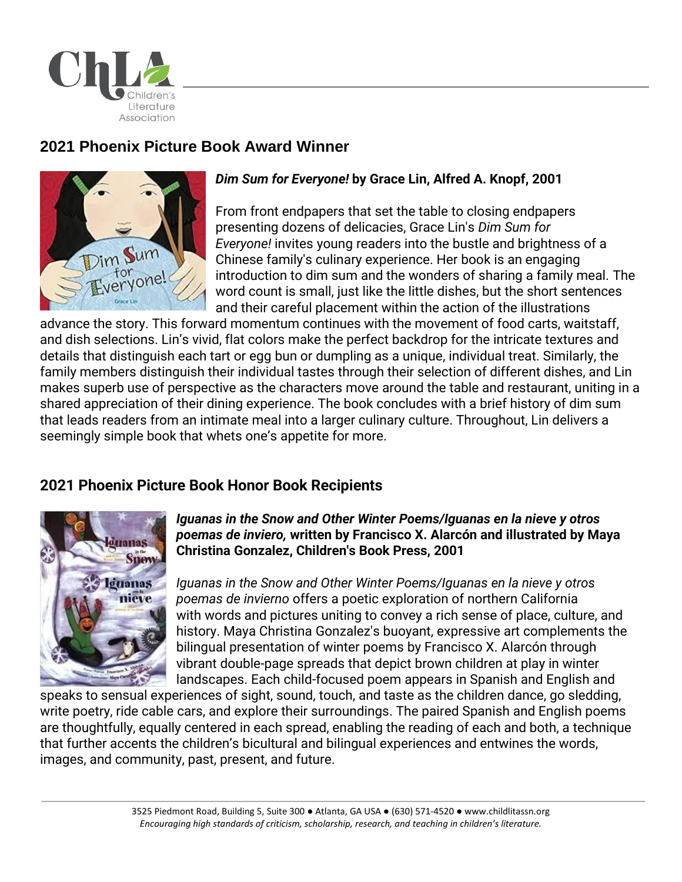## 2021 Phoenix Picture Book Award Winner

***Dim Sum for Everyone!*** **by Grace Lin, Alfred A. Knopf, 2001**

From front endpapers that set the table to closing endpapers presenting dozens of delicacies, Grace Lin's *Dim Sum for Everyone!* invites young readers into the bustle and brightness of a Chinese family's culinary experience. Her book is an engaging introduction to dim sum and the wonders of sharing a family meal. The word count is small, just like the little dishes, but the short sentences and their careful placement within the action of the illustrations advance the story. This forward momentum continues with the movement of food carts, waitstaff, and dish selections. Lin's vivid, flat colors make the perfect backdrop for the intricate textures and details that distinguish each tart or egg bun or dumpling as a unique, individual treat. Similarly, the family members distinguish their individual tastes through their selection of different dishes, and Lin makes superb use of perspective as the characters move around the table and restaurant, uniting in a shared appreciation of their dining experience. The book concludes with a brief history of dim sum that leads readers from an intimate meal into a larger culinary culture. Throughout, Lin delivers a seemingly simple book that whets one's appetite for more.

## 2021 Phoenix Picture Book Honor Book Recipients

***Iguanas in the Snow and Other Winter Poems/Iguanas en la nieve y otros poemas de inviero,*** **written by Francisco X. Alarcón and illustrated by Maya Christina Gonzalez, Children's Book Press, 2001**

*Iguanas in the Snow and Other Winter Poems/Iguanas en la nieve y otros poemas de invierno* offers a poetic exploration of northern California with words and pictures uniting to convey a rich sense of place, culture, and history. Maya Christina Gonzalez's buoyant, expressive art complements the bilingual presentation of winter poems by Francisco X. Alarcón through vibrant double-page spreads that depict brown children at play in winter landscapes. Each child-focused poem appears in Spanish and English and speaks to sensual experiences of sight, sound, touch, and taste as the children dance, go sledding, write poetry, ride cable cars, and explore their surroundings. The paired Spanish and English poems are thoughtfully, equally centered in each spread, enabling the reading of each and both, a technique that further accents the children's bicultural and bilingual experiences and entwines the words, images, and community, past, present, and future.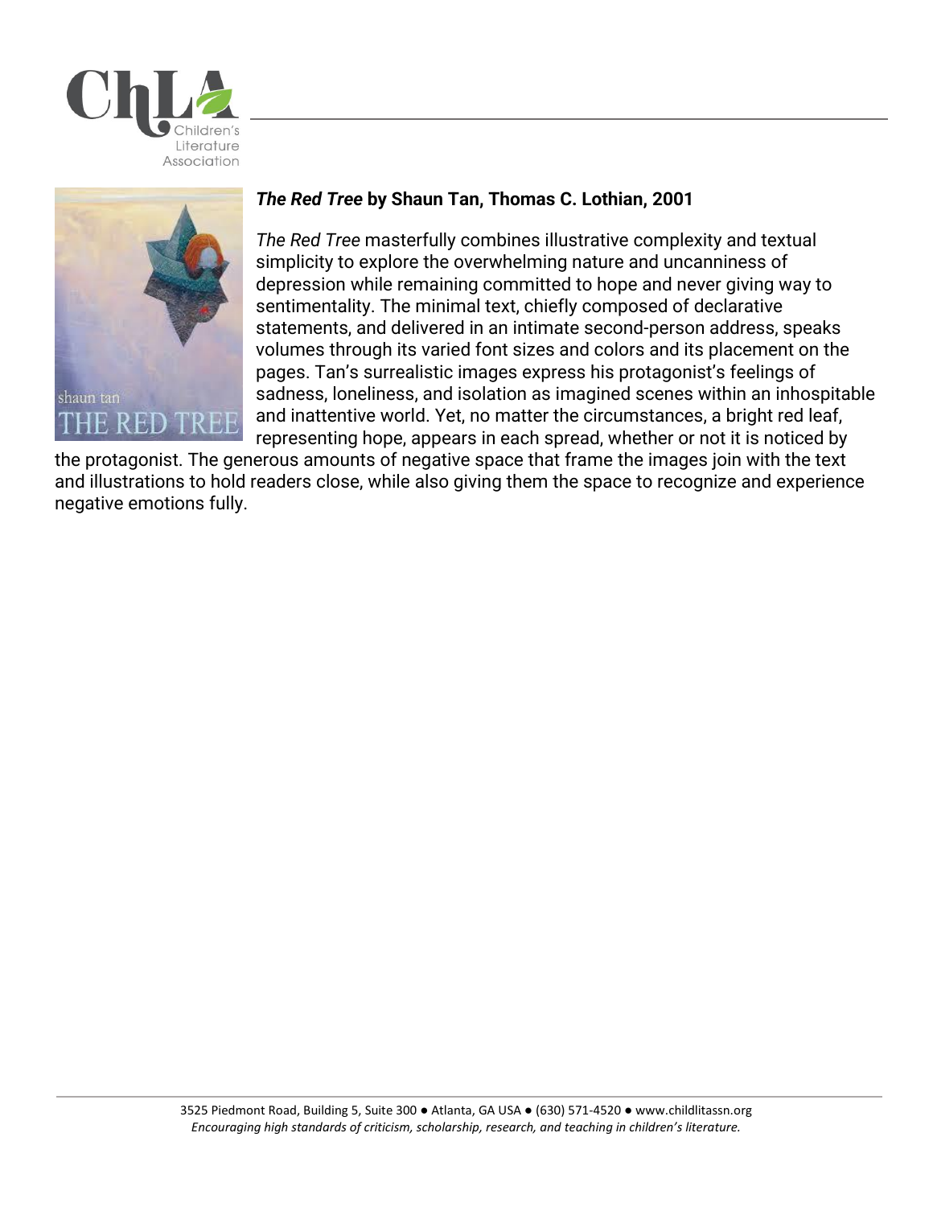### ***The Red Tree* by Shaun Tan, Thomas C. Lothian, 2001**

*The Red Tree* masterfully combines illustrative complexity and textual simplicity to explore the overwhelming nature and uncanniness of depression while remaining committed to hope and never giving way to sentimentality. The minimal text, chiefly composed of declarative statements, and delivered in an intimate second-person address, speaks volumes through its varied font sizes and colors and its placement on the pages. Tan's surrealistic images express his protagonist's feelings of sadness, loneliness, and isolation as imagined scenes within an inhospitable and inattentive world. Yet, no matter the circumstances, a bright red leaf, representing hope, appears in each spread, whether or not it is noticed by the protagonist. The generous amounts of negative space that frame the images join with the text and illustrations to hold readers close, while also giving them the space to recognize and experience negative emotions fully.